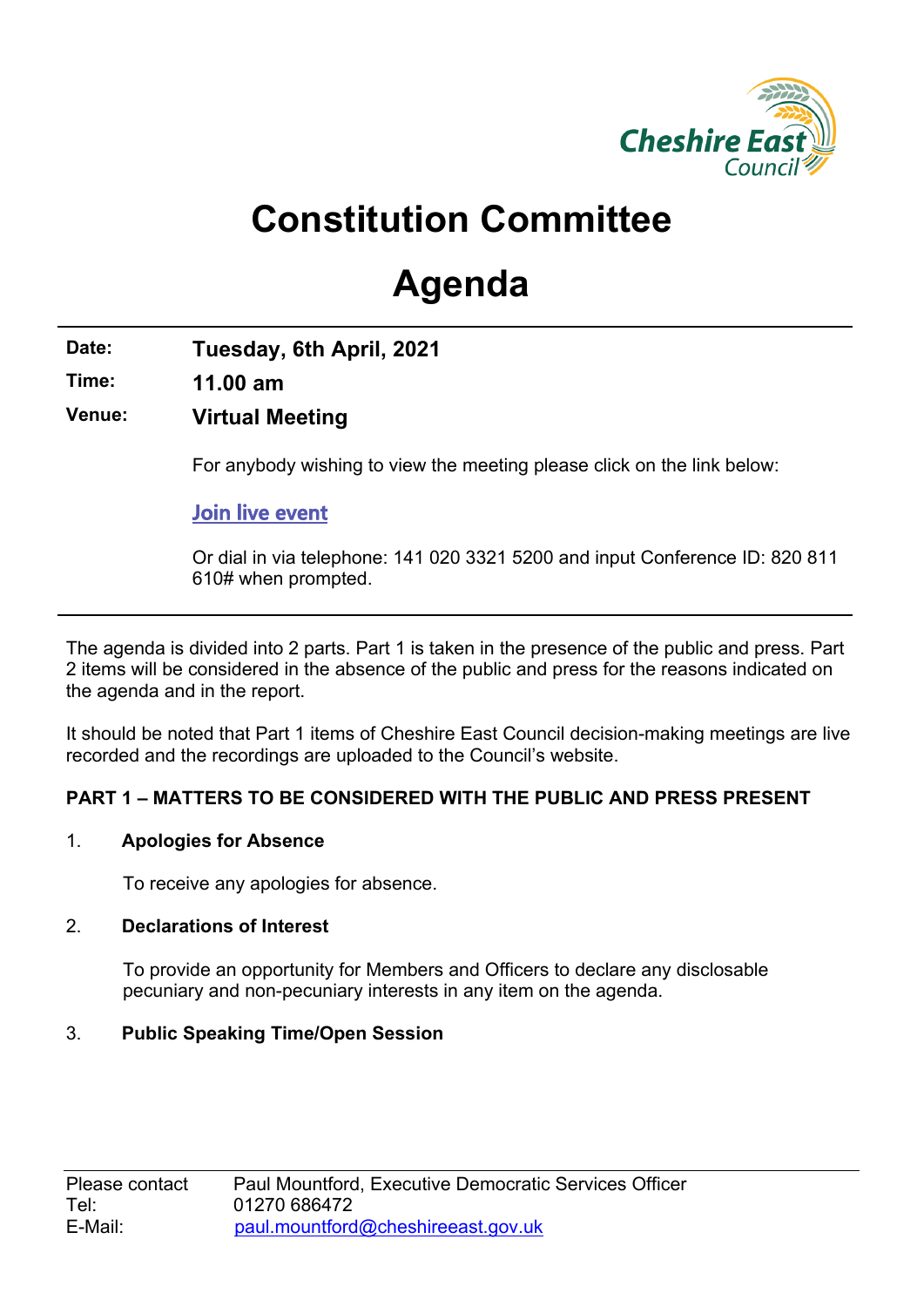# Constitution Committee

# Agenda

**Date:** Tuesday, 6th April, 2021

**Time:** 11.00 am

**Venue:** Virtual Meeting

For anybody wishing to view the meeting please click on the link below:

Join live event

Or dial in via telephone: 141 020 3321 5200 and input Conference ID: 820 811 610# when prompted.

The agenda is divided into 2 parts. Part 1 is taken in the presence of the public and press. Part 2 items will be considered in the absence of the public and press for the reasons indicated on the agenda and in the report.

It should be noted that Part 1 items of Cheshire East Council decision-making meetings are live recorded and the recordings are uploaded to the Council's website.

**PART 1 – MATTERS TO BE CONSIDERED WITH THE PUBLIC AND PRESS PRESENT**

1. **Apologies for Absence**

   To receive any apologies for absence.

2. **Declarations of Interest**

   To provide an opportunity for Members and Officers to declare any disclosable pecuniary and non-pecuniary interests in any item on the agenda.

3. **Public Speaking Time/Open Session**

Please contact: Paul Mountford, Executive Democratic Services Officer
Tel: 01270 686472
E-Mail: paul.mountford@cheshireeast.gov.uk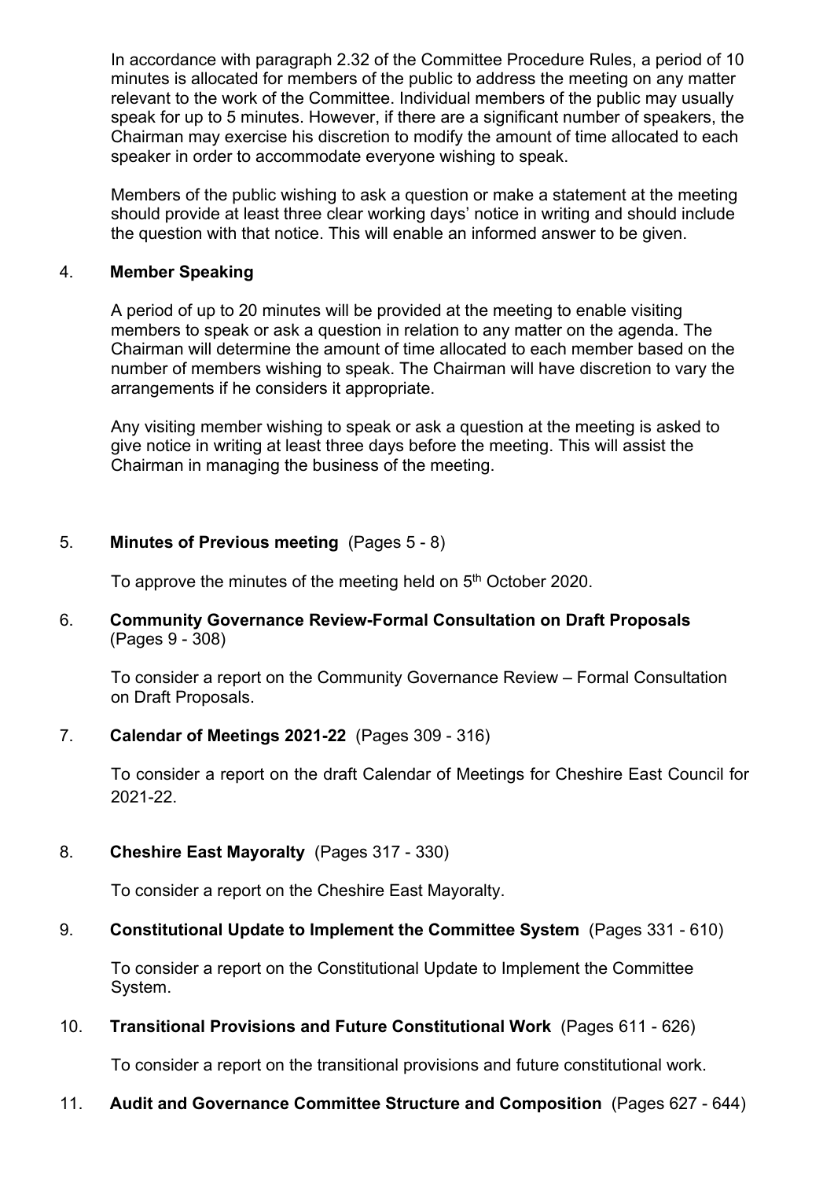In accordance with paragraph 2.32 of the Committee Procedure Rules, a period of 10 minutes is allocated for members of the public to address the meeting on any matter relevant to the work of the Committee. Individual members of the public may usually speak for up to 5 minutes. However, if there are a significant number of speakers, the Chairman may exercise his discretion to modify the amount of time allocated to each speaker in order to accommodate everyone wishing to speak.

Members of the public wishing to ask a question or make a statement at the meeting should provide at least three clear working days' notice in writing and should include the question with that notice. This will enable an informed answer to be given.

4. **Member Speaking**

A period of up to 20 minutes will be provided at the meeting to enable visiting members to speak or ask a question in relation to any matter on the agenda. The Chairman will determine the amount of time allocated to each member based on the number of members wishing to speak. The Chairman will have discretion to vary the arrangements if he considers it appropriate.

Any visiting member wishing to speak or ask a question at the meeting is asked to give notice in writing at least three days before the meeting. This will assist the Chairman in managing the business of the meeting.

5. **Minutes of Previous meeting** (Pages 5 - 8)

To approve the minutes of the meeting held on 5th October 2020.

6. **Community Governance Review-Formal Consultation on Draft Proposals** (Pages 9 - 308)

To consider a report on the Community Governance Review – Formal Consultation on Draft Proposals.

7. **Calendar of Meetings 2021-22** (Pages 309 - 316)

To consider a report on the draft Calendar of Meetings for Cheshire East Council for 2021-22.

8. **Cheshire East Mayoralty** (Pages 317 - 330)

To consider a report on the Cheshire East Mayoralty.

9. **Constitutional Update to Implement the Committee System** (Pages 331 - 610)

To consider a report on the Constitutional Update to Implement the Committee System.

10. **Transitional Provisions and Future Constitutional Work** (Pages 611 - 626)

To consider a report on the transitional provisions and future constitutional work.

11. **Audit and Governance Committee Structure and Composition** (Pages 627 - 644)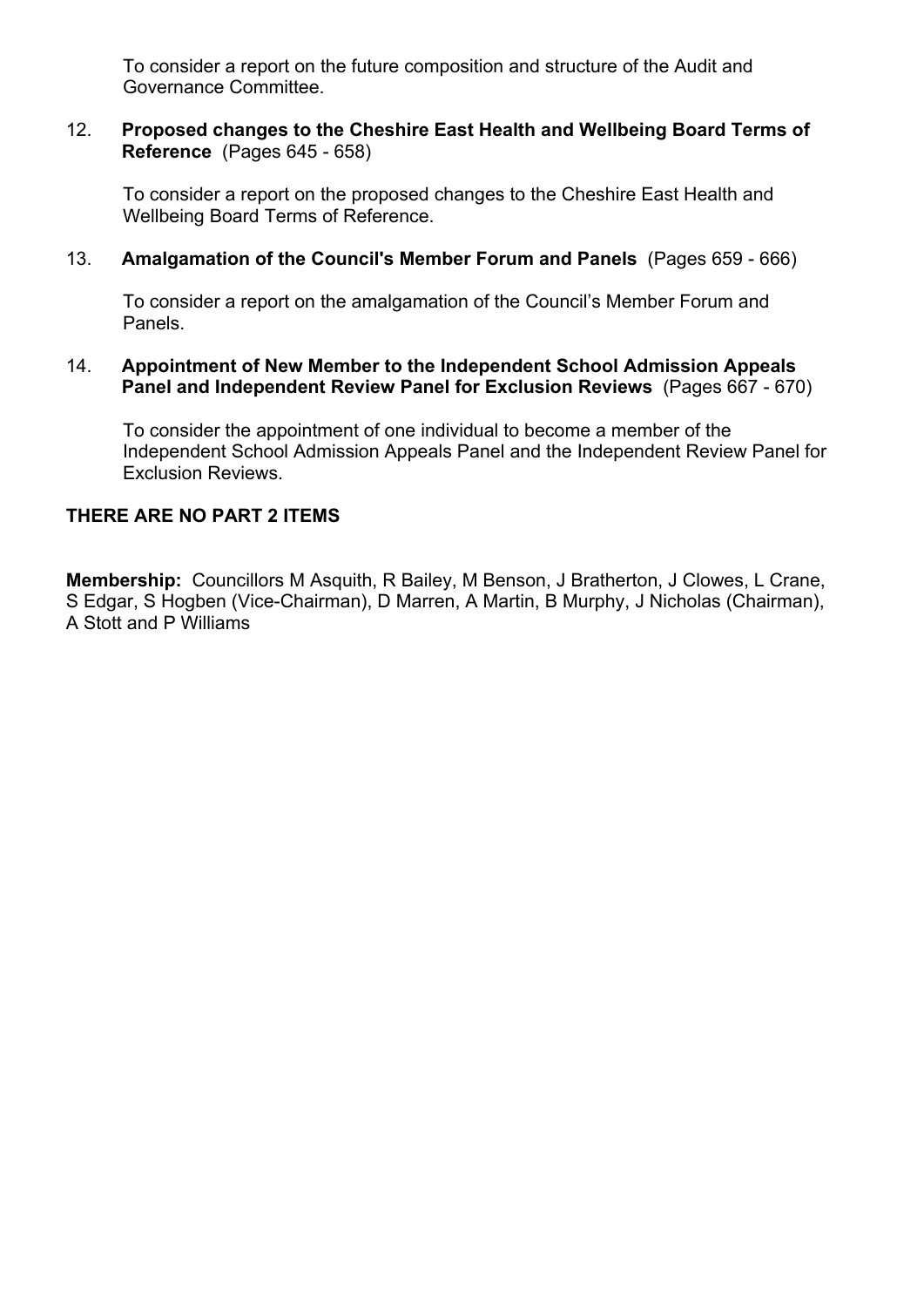To consider a report on the future composition and structure of the Audit and Governance Committee.

12. **Proposed changes to the Cheshire East Health and Wellbeing Board Terms of Reference** (Pages 645 - 658)

    To consider a report on the proposed changes to the Cheshire East Health and Wellbeing Board Terms of Reference.

13. **Amalgamation of the Council's Member Forum and Panels** (Pages 659 - 666)

    To consider a report on the amalgamation of the Council's Member Forum and Panels.

14. **Appointment of New Member to the Independent School Admission Appeals Panel and Independent Review Panel for Exclusion Reviews** (Pages 667 - 670)

    To consider the appointment of one individual to become a member of the Independent School Admission Appeals Panel and the Independent Review Panel for Exclusion Reviews.

**THERE ARE NO PART 2 ITEMS**

**Membership:** Councillors M Asquith, R Bailey, M Benson, J Bratherton, J Clowes, L Crane, S Edgar, S Hogben (Vice-Chairman), D Marren, A Martin, B Murphy, J Nicholas (Chairman), A Stott and P Williams